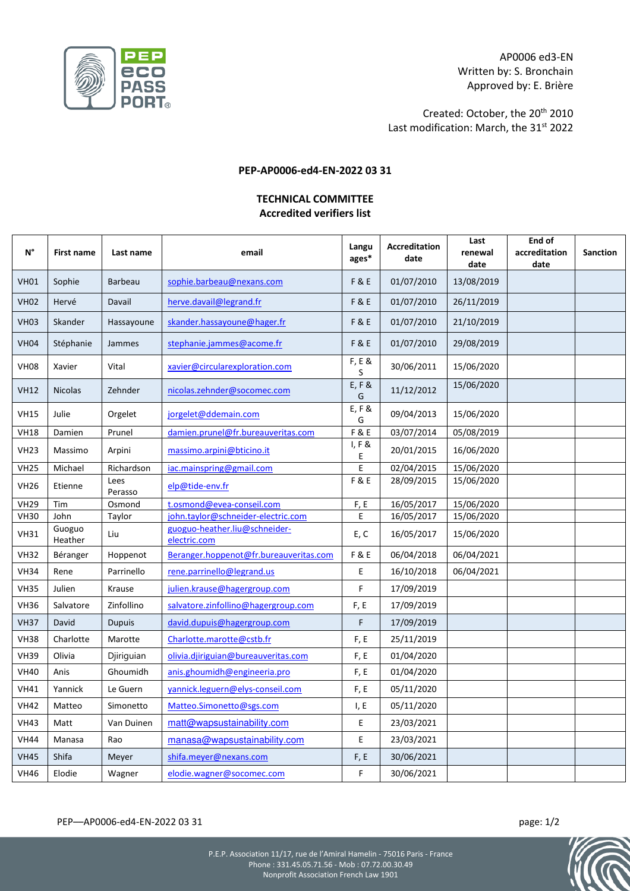AP0006 ed3-EN
Written by: S. Bronchain
Approved by: E. Brière

Created: October, the 20th 2010
Last modification: March, the 31st 2022

**PEP-AP0006-ed4-EN-2022 03 31**

## TECHNICAL COMMITTEE
## Accredited verifiers list

| N° | First name | Last name | email | Languages* | Accreditation date | Last renewal date | End of accreditation date | Sanction |
|---|---|---|---|---|---|---|---|---|
| VH01 | Sophie | Barbeau | sophie.barbeau@nexans.com | F & E | 01/07/2010 | 13/08/2019 | | |
| VH02 | Hervé | Davail | herve.davail@legrand.fr | F & E | 01/07/2010 | 26/11/2019 | | |
| VH03 | Skander | Hassayoune | skander.hassayoune@hager.fr | F & E | 01/07/2010 | 21/10/2019 | | |
| VH04 | Stéphanie | Jammes | stephanie.jammes@acome.fr | F & E | 01/07/2010 | 29/08/2019 | | |
| VH08 | Xavier | Vital | xavier@circularexploration.com | F, E & S | 30/06/2011 | 15/06/2020 | | |
| VH12 | Nicolas | Zehnder | nicolas.zehnder@socomec.com | E, F & G | 11/12/2012 | 15/06/2020 | | |
| VH15 | Julie | Orgelet | jorgelet@ddemain.com | E, F & G | 09/04/2013 | 15/06/2020 | | |
| VH18 | Damien | Prunel | damien.prunel@fr.bureauveritas.com | F & E | 03/07/2014 | 05/08/2019 | | |
| VH23 | Massimo | Arpini | massimo.arpini@bticino.it | I, F & E | 20/01/2015 | 16/06/2020 | | |
| VH25 | Michael | Richardson | iac.mainspring@gmail.com | E | 02/04/2015 | 15/06/2020 | | |
| VH26 | Etienne | Lees Perasso | elp@tide-env.fr | F & E | 28/09/2015 | 15/06/2020 | | |
| VH29 | Tim | Osmond | t.osmond@evea-conseil.com | F, E | 16/05/2017 | 15/06/2020 | | |
| VH30 | John | Taylor | john.taylor@schneider-electric.com | E | 16/05/2017 | 15/06/2020 | | |
| VH31 | Guoguo Heather | Liu | guoguo-heather.liu@schneider-electric.com | E, C | 16/05/2017 | 15/06/2020 | | |
| VH32 | Béranger | Hoppenot | Beranger.hoppenot@fr.bureauveritas.com | F & E | 06/04/2018 | 06/04/2021 | | |
| VH34 | Rene | Parrinello | rene.parrinello@legrand.us | E | 16/10/2018 | 06/04/2021 | | |
| VH35 | Julien | Krause | julien.krause@hagergroup.com | F | 17/09/2019 | | | |
| VH36 | Salvatore | Zinfollino | salvatore.zinfollino@hagergroup.com | F, E | 17/09/2019 | | | |
| VH37 | David | Dupuis | david.dupuis@hagergroup.com | F | 17/09/2019 | | | |
| VH38 | Charlotte | Marotte | Charlotte.marotte@cstb.fr | F, E | 25/11/2019 | | | |
| VH39 | Olivia | Djiriguian | olivia.djiriguian@bureauveritas.com | F, E | 01/04/2020 | | | |
| VH40 | Anis | Ghoumidh | anis.ghoumidh@engineeria.pro | F, E | 01/04/2020 | | | |
| VH41 | Yannick | Le Guern | yannick.leguern@elys-conseil.com | F, E | 05/11/2020 | | | |
| VH42 | Matteo | Simonetto | Matteo.Simonetto@sgs.com | I, E | 05/11/2020 | | | |
| VH43 | Matt | Van Duinen | matt@wapsustainability.com | E | 23/03/2021 | | | |
| VH44 | Manasa | Rao | manasa@wapsustainability.com | E | 23/03/2021 | | | |
| VH45 | Shifa | Meyer | shifa.meyer@nexans.com | F, E | 30/06/2021 | | | |
| VH46 | Elodie | Wagner | elodie.wagner@socomec.com | F | 30/06/2021 | | | |

P.E.P. Association 11/17, rue de l'Amiral Hamelin - 75016 Paris - France
Phone : 331.45.05.71.56 - Mob : 07.72.00.30.49
Nonprofit Association French Law 1901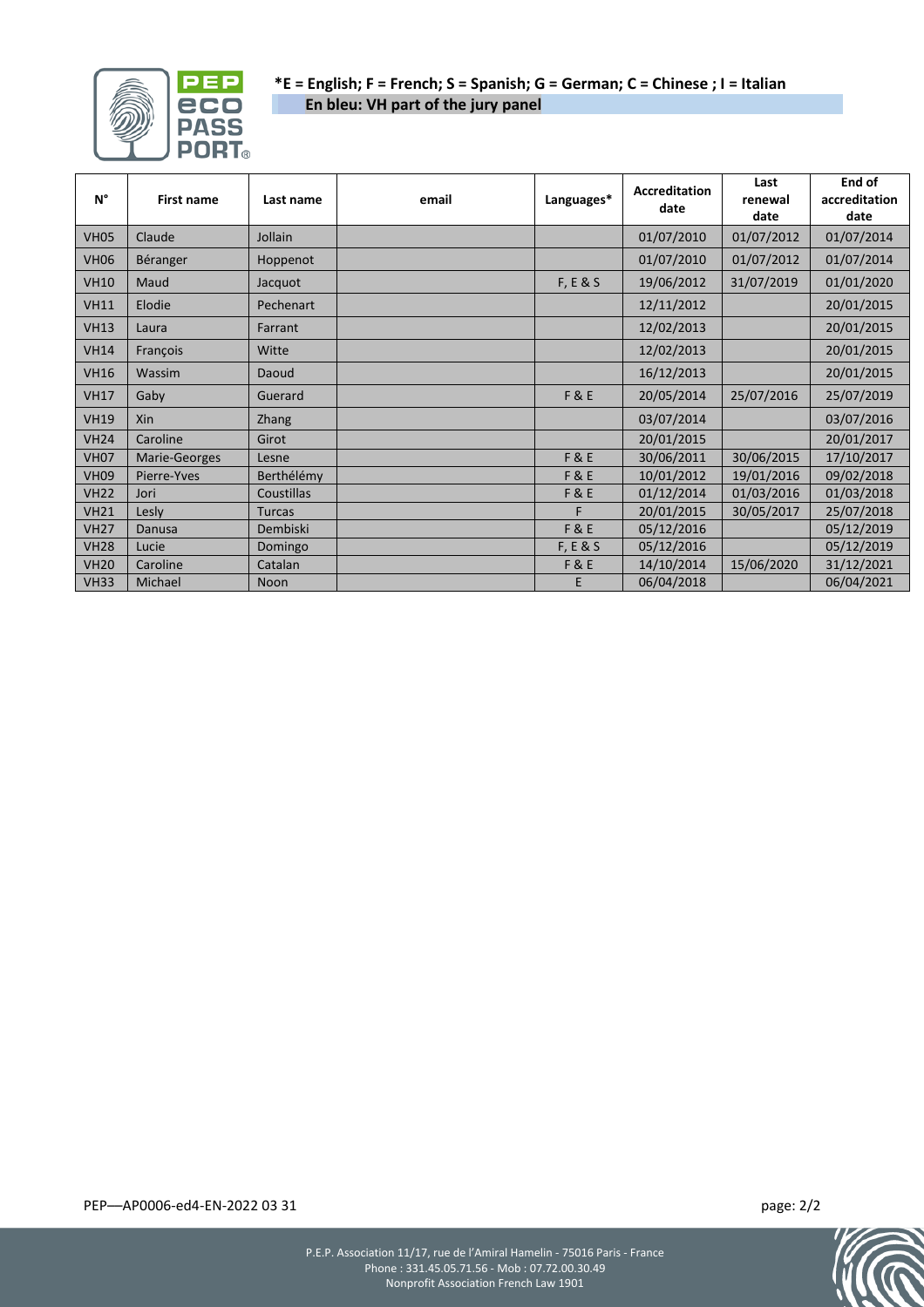**\*E = English; F = French; S = Spanish; G = German; C = Chinese ; I = Italian**

**En bleu: VH part of the jury panel**

| N° | First name | Last name | email | Languages* | Accreditation date | Last renewal date | End of accreditation date |
|---|---|---|---|---|---|---|---|
| VH05 | Claude | Jollain | | | 01/07/2010 | 01/07/2012 | 01/07/2014 |
| VH06 | Béranger | Hoppenot | | | 01/07/2010 | 01/07/2012 | 01/07/2014 |
| VH10 | Maud | Jacquot | | F, E & S | 19/06/2012 | 31/07/2019 | 01/01/2020 |
| VH11 | Elodie | Pechenart | | | 12/11/2012 | | 20/01/2015 |
| VH13 | Laura | Farrant | | | 12/02/2013 | | 20/01/2015 |
| VH14 | François | Witte | | | 12/02/2013 | | 20/01/2015 |
| VH16 | Wassim | Daoud | | | 16/12/2013 | | 20/01/2015 |
| VH17 | Gaby | Guerard | | F & E | 20/05/2014 | 25/07/2016 | 25/07/2019 |
| VH19 | Xin | Zhang | | | 03/07/2014 | | 03/07/2016 |
| VH24 | Caroline | Girot | | | 20/01/2015 | | 20/01/2017 |
| VH07 | Marie-Georges | Lesne | | F & E | 30/06/2011 | 30/06/2015 | 17/10/2017 |
| VH09 | Pierre-Yves | Berthélémy | | F & E | 10/01/2012 | 19/01/2016 | 09/02/2018 |
| VH22 | Jori | Coustillas | | F & E | 01/12/2014 | 01/03/2016 | 01/03/2018 |
| VH21 | Lesly | Turcas | | F | 20/01/2015 | 30/05/2017 | 25/07/2018 |
| VH27 | Danusa | Dembiski | | F & E | 05/12/2016 | | 05/12/2019 |
| VH28 | Lucie | Domingo | | F, E & S | 05/12/2016 | | 05/12/2019 |
| VH20 | Caroline | Catalan | | F & E | 14/10/2014 | 15/06/2020 | 31/12/2021 |
| VH33 | Michael | Noon | | E | 06/04/2018 | | 06/04/2021 |

PEP—AP0006-ed4-EN-2022 03 31

P.E.P. Association 11/17, rue de l'Amiral Hamelin - 75016 Paris - France
Phone : 331.45.05.71.56 - Mob : 07.72.00.30.49
Nonprofit Association French Law 1901